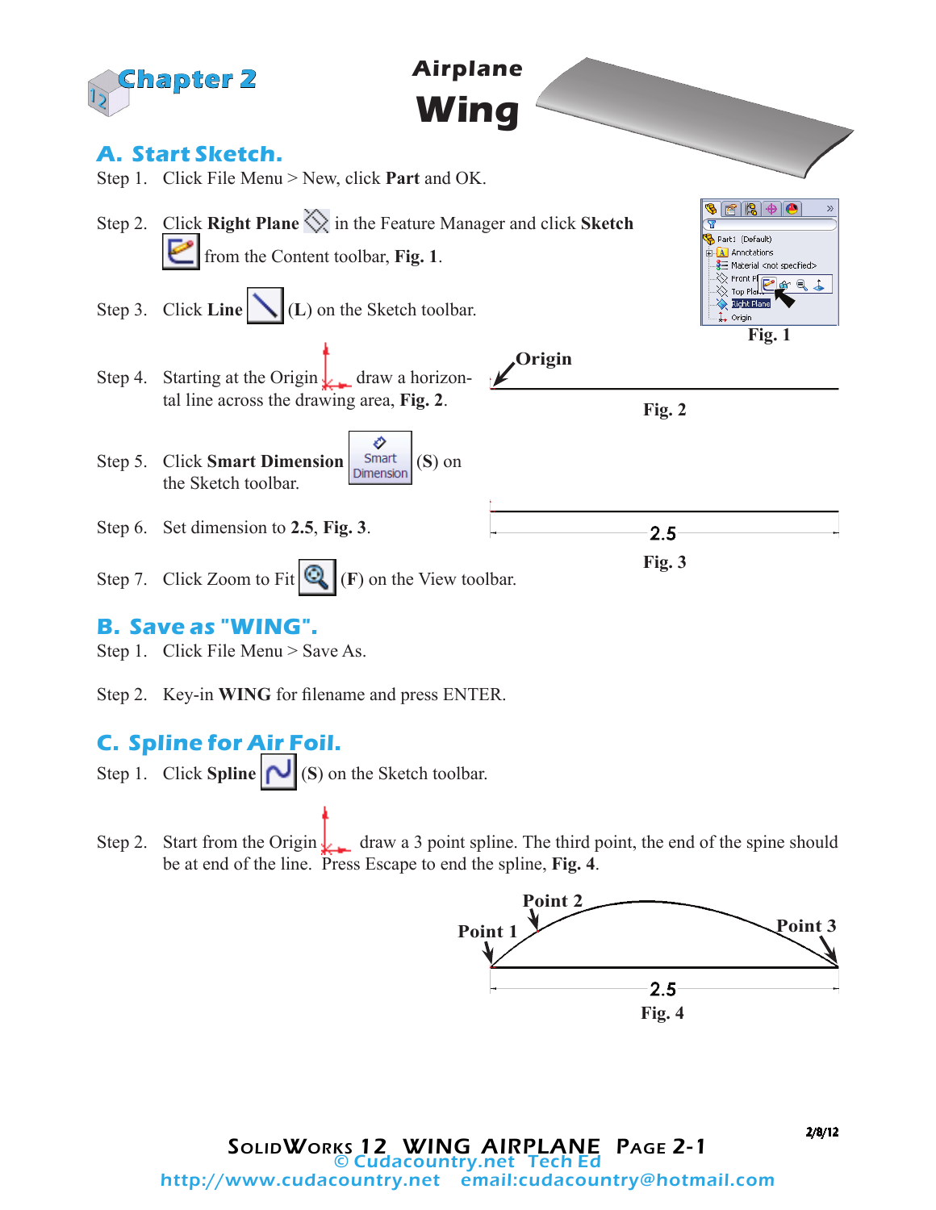# Chapter 2

# Airplane Wing

## A. Start Sketch.

Step 1. Click File Menu > New, click **Part** and OK.

Step 2. Click **Right Plane** in the Feature Manager and click **Sketch** from the Content toolbar, **Fig. 1**.

Step 3. Click **Line** (**L**) on the Sketch toolbar.

Fig. 1

Step 4. Starting at the Origin draw a horizontal line across the drawing area, **Fig. 2**.

Origin

Fig. 2

Step 5. Click **Smart Dimension** (**S**) on the Sketch toolbar.

Step 6. Set dimension to **2.5**, **Fig. 3**.

2.5

Fig. 3

Step 7. Click Zoom to Fit (**F**) on the View toolbar.

## B. Save as "WING".

Step 1. Click File Menu > Save As.

Step 2. Key-in **WING** for filename and press ENTER.

## C. Spline for Air Foil.

Step 1. Click **Spline** (**S**) on the Sketch toolbar.

Step 2. Start from the Origin draw a 3 point spline. The third point, the end of the spine should be at end of the line. Press Escape to end the spline, **Fig. 4**.

Point 1 Point 2 Point 3

2.5

Fig. 4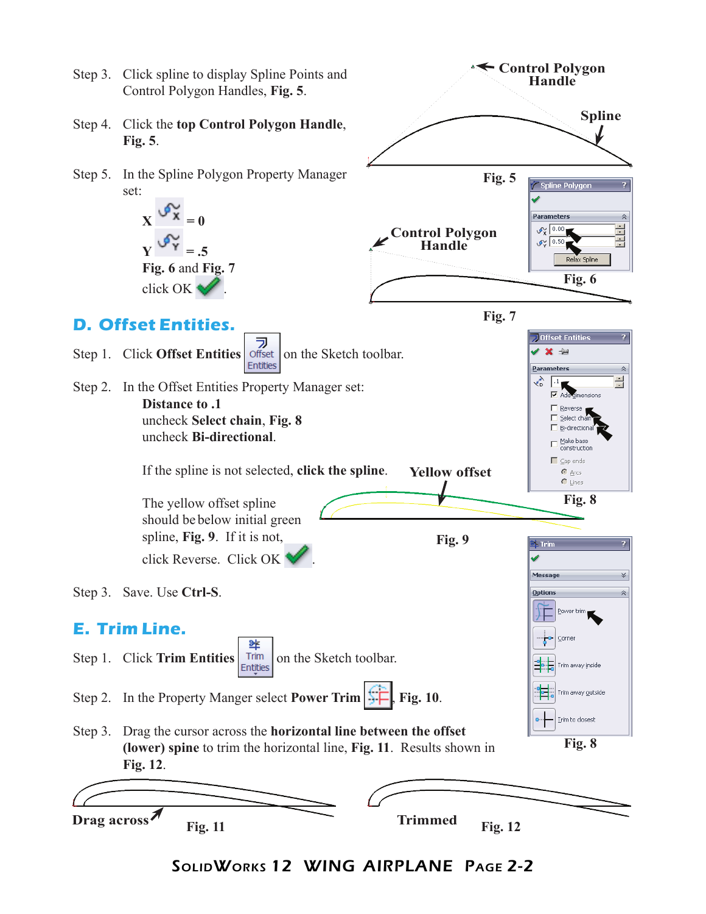Step 3. Click spline to display Spline Points and Control Polygon Handles, **Fig. 5**.

Step 4. Click the **top Control Polygon Handle**, **Fig. 5**.

Step 5. In the Spline Polygon Property Manager set:

**X** = 0

**Y** = .5

**Fig. 6** and **Fig. 7**

click OK.

Control Polygon Handle

Spline

Fig. 5

Spline Polygon

Parameters

0.00

0.50

Relax Spline

Control Polygon Handle

Fig. 6

Fig. 7

## D. Offset Entities.

Step 1. Click **Offset Entities** on the Sketch toolbar.

Step 2. In the Offset Entities Property Manager set:

**Distance to .1**

uncheck **Select chain**, **Fig. 8**

uncheck **Bi-directional**.

If the spline is not selected, **click the spline**.

The yellow offset spline should be below initial green spline, **Fig. 9**. If it is not, click Reverse. Click OK.

Offset Entities

Parameters

.1

Add dimensions

Reverse

Select chain

Bi-directional

Make base construction

Cap ends

Arcs

Lines

Fig. 8

Yellow offset

Fig. 9

Step 3. Save. Use **Ctrl-S**.

## E. Trim Line.

Step 1. Click **Trim Entities** on the Sketch toolbar.

Step 2. In the Property Manger select **Power Trim**, **Fig. 10**.

Step 3. Drag the cursor across the **horizontal line between the offset (lower) spline** to trim the horizontal line, **Fig. 11**. Results shown in **Fig. 12**.

Trim

Message

Options

Power trim

Corner

Trim away inside

Trim away outside

Trim to closest

Fig. 8

Drag across

Fig. 11

Trimmed

Fig. 12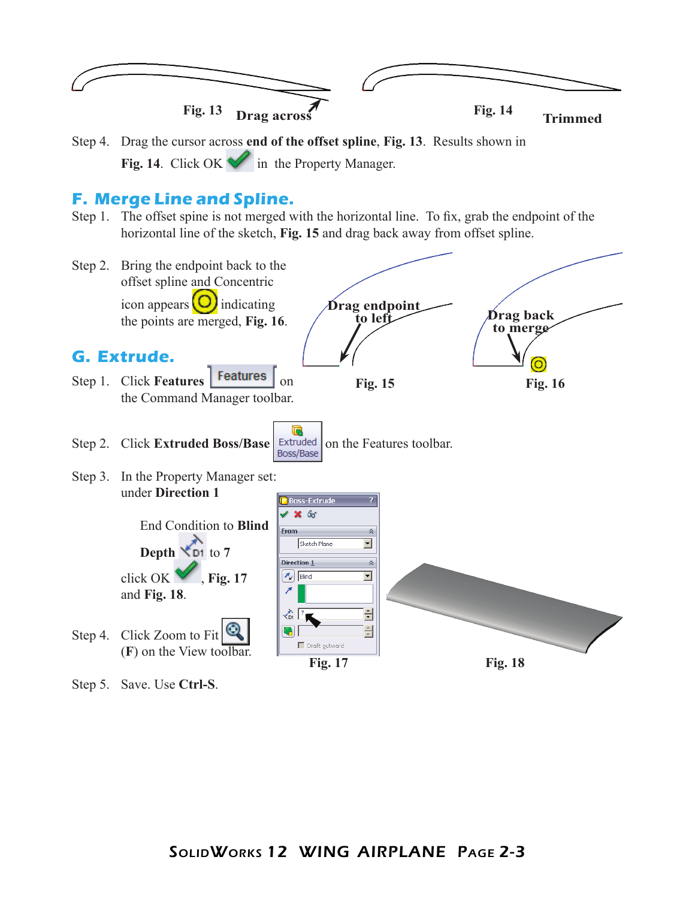Fig. 13 Drag across

Fig. 14 Trimmed

Step 4. Drag the cursor across **end of the offset spline**, **Fig. 13**. Results shown in **Fig. 14**. Click OK in the Property Manager.

## F. Merge Line and Spline.

Step 1. The offset spine is not merged with the horizontal line. To fix, grab the endpoint of the horizontal line of the sketch, **Fig. 15** and drag back away from offset spline.

Step 2. Bring the endpoint back to the offset spline and Concentric icon appears indicating the points are merged, **Fig. 16**.

Drag endpoint to left

Fig. 15

Drag back to merge

Fig. 16

## G. Extrude.

Step 1. Click **Features** Features on the Command Manager toolbar.

Step 2. Click **Extruded Boss/Base** Extruded Boss/Base on the Features toolbar.

Step 3. In the Property Manager set: under **Direction 1**

End Condition to **Blind**

**Depth** D1 to **7**

click OK, **Fig. 17** and **Fig. 18**.

Fig. 17

Fig. 18

Step 4. Click Zoom to Fit (**F**) on the View toolbar.

Step 5. Save. Use **Ctrl-S**.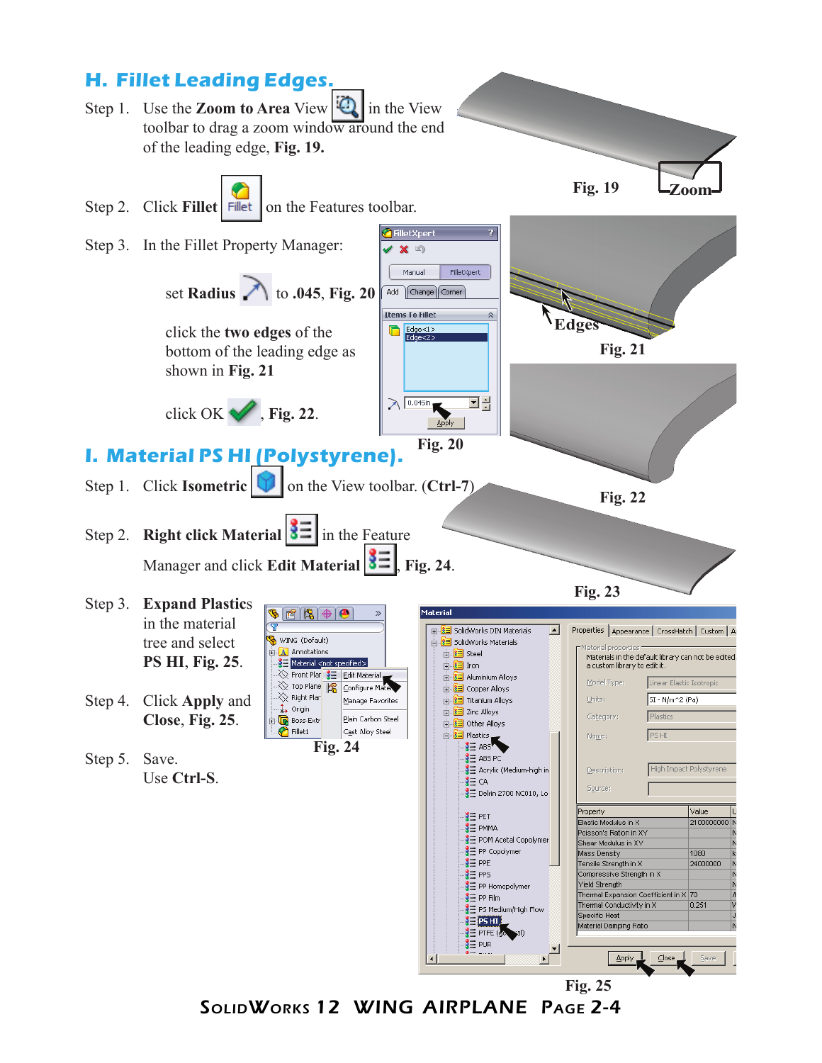## H. Fillet Leading Edges.

Step 1. Use the **Zoom to Area** View in the View toolbar to drag a zoom window around the end of the leading edge, **Fig. 19.**

Fig. 19

Step 2. Click **Fillet** on the Features toolbar.

Step 3. In the Fillet Property Manager:

set **Radius** to **.045**, **Fig. 20**

click the **two edges** of the bottom of the leading edge as shown in **Fig. 21**

click OK, **Fig. 22.**

Fig. 20

Fig. 21

Fig. 22

## I. Material PS HI (Polystyrene).

Step 1. Click **Isometric** on the View toolbar. **(Ctrl-7)**

Step 2. **Right click Material** in the Feature Manager and click **Edit Material**, **Fig. 24.**

Fig. 23

Step 3. **Expand Plastics** in the material tree and select **PS HI**, **Fig. 25.**

Step 4. Click **Apply** and **Close**, **Fig. 25.**

Step 5. Save. Use **Ctrl-S.**

Fig. 24

Fig. 25